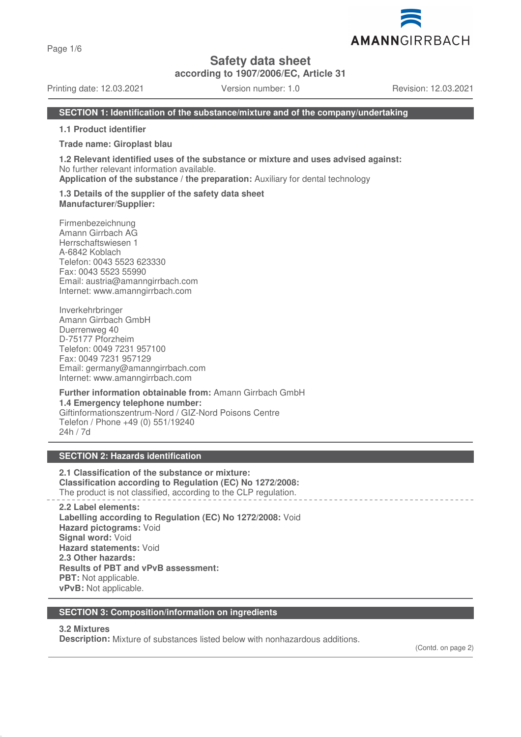# Safety data sheet

**according to 1907/2006/EC, Article 31**

Printing date: 12.03.2021 Version number: 1.0 Revision: 12.03.2021

## SECTION 1: Identification of the substance/mixture and of the company/undertaking

**1.1 Product identifier**

**Trade name: Giroplast blau**

**1.2 Relevant identified uses of the substance or mixture and uses advised against:**
No further relevant information available.
**Application of the substance / the preparation:** Auxiliary for dental technology

**1.3 Details of the supplier of the safety data sheet**
**Manufacturer/Supplier:**

Firmenbezeichnung
Amann Girrbach AG
Herrschaftswiesen 1
A-6842 Koblach
Telefon: 0043 5523 623330
Fax: 0043 5523 55990
Email: austria@amanngirrbach.com
Internet: www.amanngirrbach.com

Inverkehrbringer
Amann Girrbach GmbH
Duerrenweg 40
D-75177 Pforzheim
Telefon: 0049 7231 957100
Fax: 0049 7231 957129
Email: germany@amanngirrbach.com
Internet: www.amanngirrbach.com

**Further information obtainable from:** Amann Girrbach GmbH
**1.4 Emergency telephone number:**
Giftinformationszentrum-Nord / GIZ-Nord Poisons Centre
Telefon / Phone +49 (0) 551/19240
24h / 7d

## SECTION 2: Hazards identification

**2.1 Classification of the substance or mixture:**
**Classification according to Regulation (EC) No 1272/2008:**
The product is not classified, according to the CLP regulation.

**2.2 Label elements:**
**Labelling according to Regulation (EC) No 1272/2008:** Void
**Hazard pictograms:** Void
**Signal word:** Void
**Hazard statements:** Void
**2.3 Other hazards:**
**Results of PBT and vPvB assessment:**
**PBT:** Not applicable.
**vPvB:** Not applicable.

## SECTION 3: Composition/information on ingredients

**3.2 Mixtures**
**Description:** Mixture of substances listed below with nonhazardous additions.

(Contd. on page 2)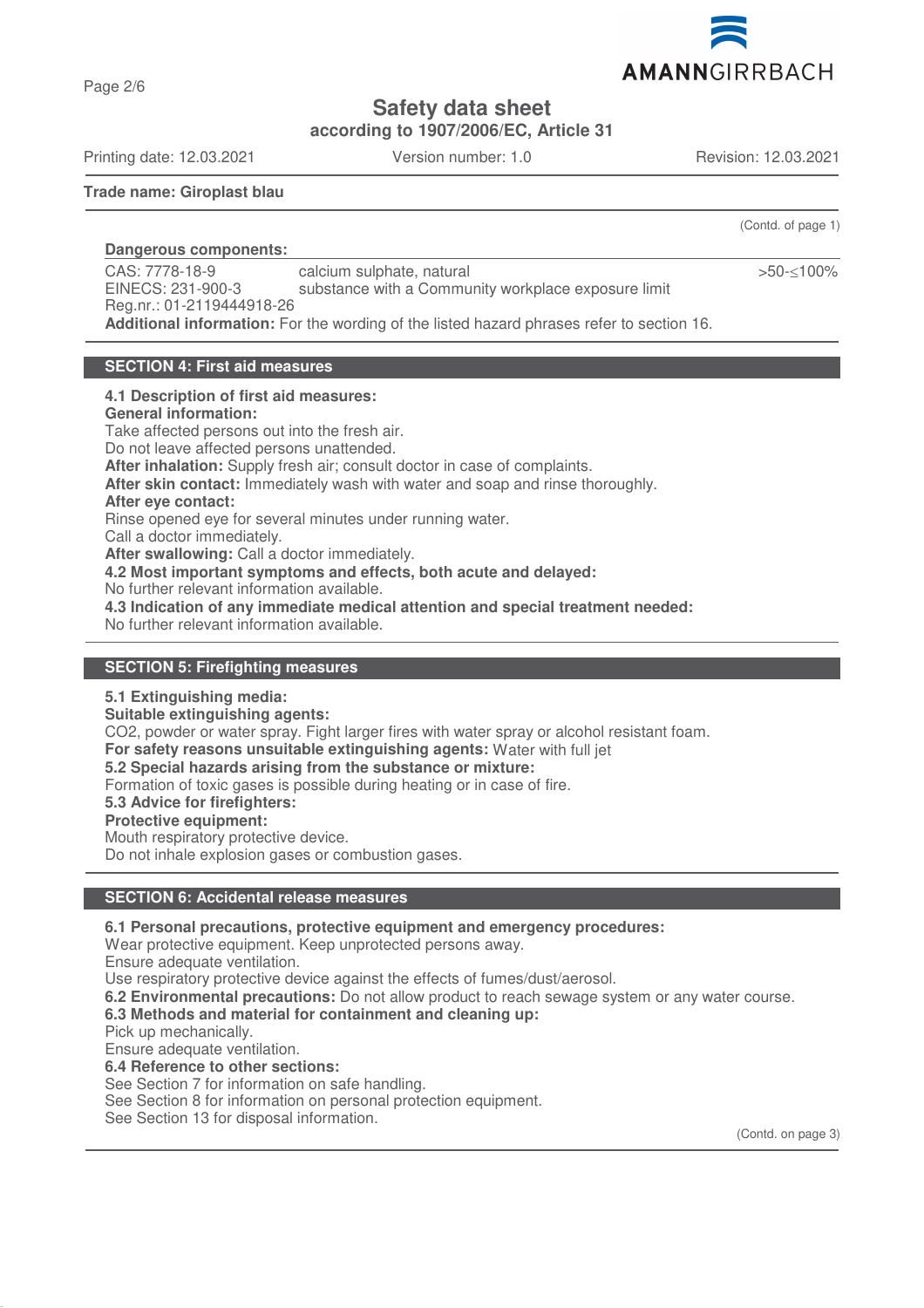Safety data sheet

according to 1907/2006/EC, Article 31

Printing date: 12.03.2021 Version number: 1.0 Revision: 12.03.2021

**Trade name: Giroplast blau**

(Contd. of page 1)

**Dangerous components:**

| | | |
|---|---|---|
| CAS: 7778-18-9<br>EINECS: 231-900-3<br>Reg.nr.: 01-2119444918-26 | calcium sulphate, natural<br>substance with a Community workplace exposure limit | >50-≤100% |

**Additional information:** For the wording of the listed hazard phrases refer to section 16.

## SECTION 4: First aid measures

**4.1 Description of first aid measures:**

**General information:**

Take affected persons out into the fresh air.

Do not leave affected persons unattended.

**After inhalation:** Supply fresh air; consult doctor in case of complaints.

**After skin contact:** Immediately wash with water and soap and rinse thoroughly.

**After eye contact:**

Rinse opened eye for several minutes under running water.

Call a doctor immediately.

**After swallowing:** Call a doctor immediately.

**4.2 Most important symptoms and effects, both acute and delayed:**

No further relevant information available.

**4.3 Indication of any immediate medical attention and special treatment needed:**

No further relevant information available.

## SECTION 5: Firefighting measures

**5.1 Extinguishing media:**

**Suitable extinguishing agents:**

$CO_2$, powder or water spray. Fight larger fires with water spray or alcohol resistant foam.

**For safety reasons unsuitable extinguishing agents:** Water with full jet

**5.2 Special hazards arising from the substance or mixture:**

Formation of toxic gases is possible during heating or in case of fire.

**5.3 Advice for firefighters:**

**Protective equipment:**

Mouth respiratory protective device.

Do not inhale explosion gases or combustion gases.

## SECTION 6: Accidental release measures

**6.1 Personal precautions, protective equipment and emergency procedures:**

Wear protective equipment. Keep unprotected persons away.

Ensure adequate ventilation.

Use respiratory protective device against the effects of fumes/dust/aerosol.

**6.2 Environmental precautions:** Do not allow product to reach sewage system or any water course.

**6.3 Methods and material for containment and cleaning up:**

Pick up mechanically.

Ensure adequate ventilation.

**6.4 Reference to other sections:**

See Section 7 for information on safe handling.

See Section 8 for information on personal protection equipment.

See Section 13 for disposal information.

(Contd. on page 3)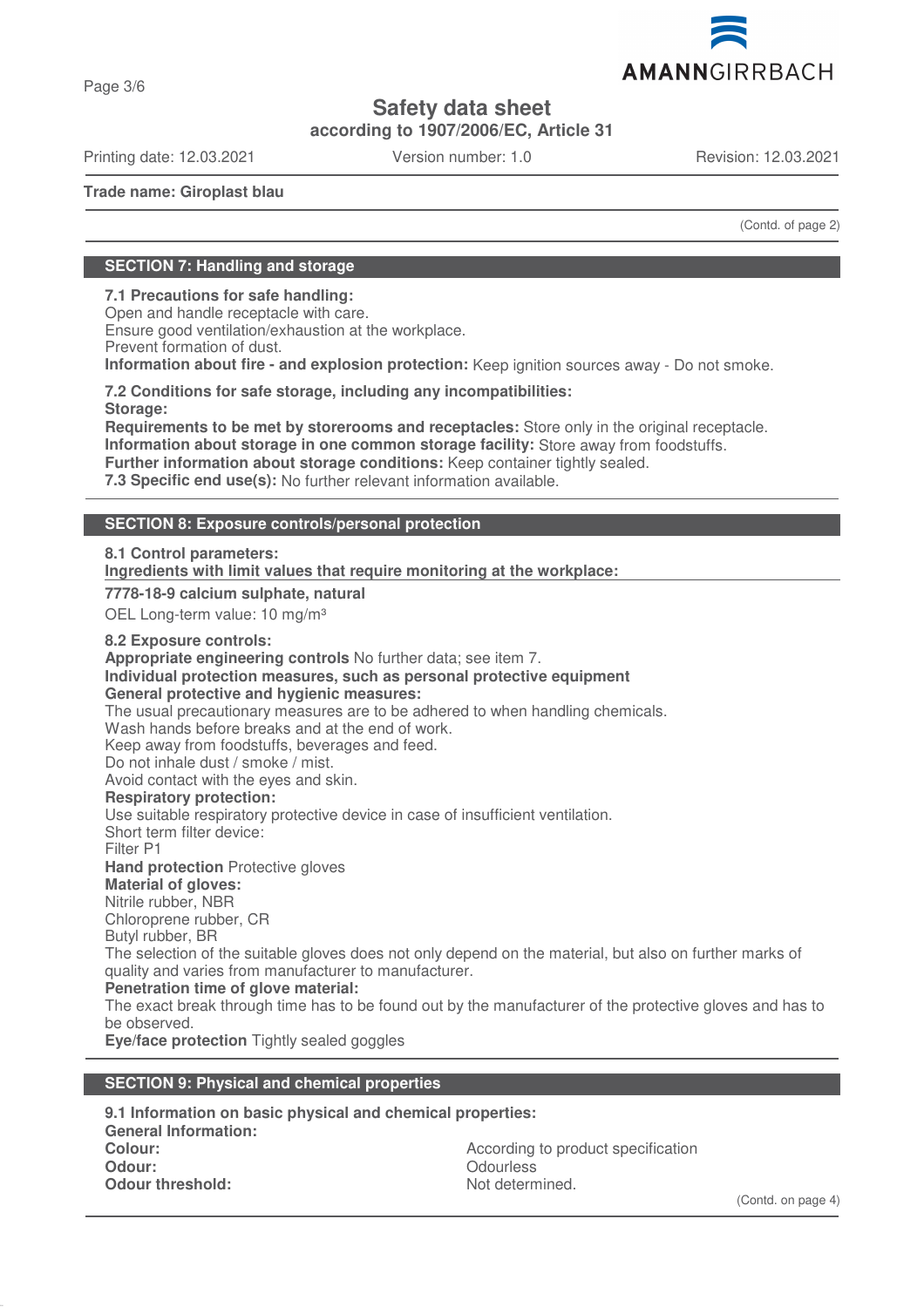**Trade name: Giroplast blau**

(Contd. of page 2)

## SECTION 7: Handling and storage

**7.1 Precautions for safe handling:**
Open and handle receptacle with care.
Ensure good ventilation/exhaustion at the workplace.
Prevent formation of dust.
**Information about fire - and explosion protection:** Keep ignition sources away - Do not smoke.

**7.2 Conditions for safe storage, including any incompatibilities:**
**Storage:**
**Requirements to be met by storerooms and receptacles:** Store only in the original receptacle.
**Information about storage in one common storage facility:** Store away from foodstuffs.
**Further information about storage conditions:** Keep container tightly sealed.
**7.3 Specific end use(s):** No further relevant information available.

## SECTION 8: Exposure controls/personal protection

**8.1 Control parameters:**
**Ingredients with limit values that require monitoring at the workplace:**

**7778-18-9 calcium sulphate, natural**
OEL Long-term value: 10 mg/m³

**8.2 Exposure controls:**
**Appropriate engineering controls** No further data; see item 7.
**Individual protection measures, such as personal protective equipment**
**General protective and hygienic measures:**
The usual precautionary measures are to be adhered to when handling chemicals.
Wash hands before breaks and at the end of work.
Keep away from foodstuffs, beverages and feed.
Do not inhale dust / smoke / mist.
Avoid contact with the eyes and skin.
**Respiratory protection:**
Use suitable respiratory protective device in case of insufficient ventilation.
Short term filter device:
Filter P1
**Hand protection** Protective gloves
**Material of gloves:**
Nitrile rubber, NBR
Chloroprene rubber, CR
Butyl rubber, BR
The selection of the suitable gloves does not only depend on the material, but also on further marks of quality and varies from manufacturer to manufacturer.
**Penetration time of glove material:**
The exact break through time has to be found out by the manufacturer of the protective gloves and has to be observed.
**Eye/face protection** Tightly sealed goggles

## SECTION 9: Physical and chemical properties

**9.1 Information on basic physical and chemical properties:**
**General Information:**

| | |
|---|---|
| **Colour:** | According to product specification |
| **Odour:** | Odourless |
| **Odour threshold:** | Not determined. |

(Contd. on page 4)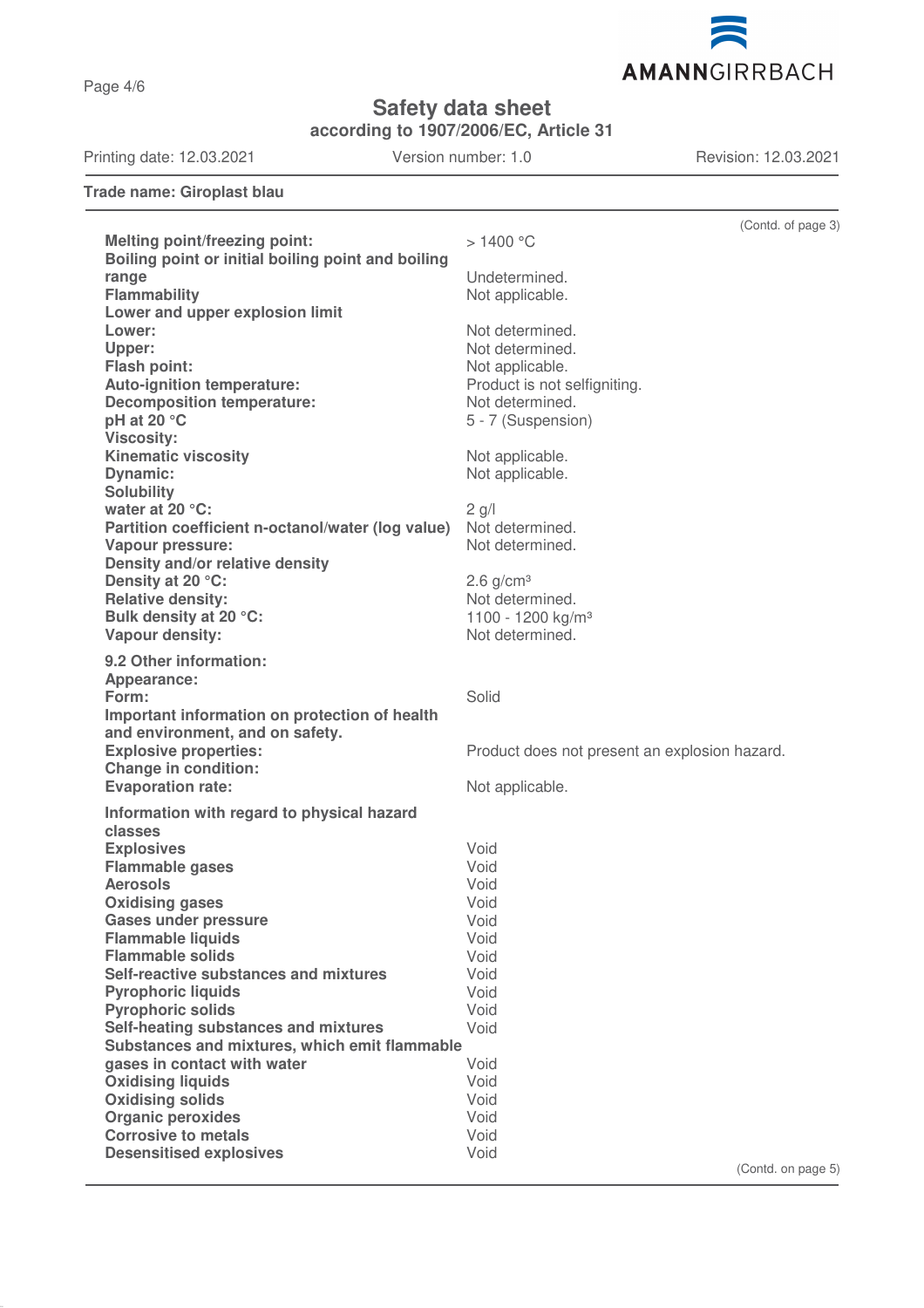**Safety data sheet**
**according to 1907/2006/EC, Article 31**

Printing date: 12.03.2021 Version number: 1.0 Revision: 12.03.2021

**Trade name: Giroplast blau**

(Contd. of page 3)

| | |
|---|---|
| **Melting point/freezing point:** | > 1400 °C |
| **Boiling point or initial boiling point and boiling range** | Undetermined. |
| **Flammability** | Not applicable. |
| **Lower and upper explosion limit** | |
| **Lower:** | Not determined. |
| **Upper:** | Not determined. |
| **Flash point:** | Not applicable. |
| **Auto-ignition temperature:** | Product is not selfigniting. |
| **Decomposition temperature:** | Not determined. |
| **pH at 20 °C** | 5 - 7 (Suspension) |
| **Viscosity:** | |
| **Kinematic viscosity** | Not applicable. |
| **Dynamic:** | Not applicable. |
| **Solubility** | |
| **water at 20 °C:** | 2 g/l |
| **Partition coefficient n-octanol/water (log value)** | Not determined. |
| **Vapour pressure:** | Not determined. |
| **Density and/or relative density** | |
| **Density at 20 °C:** | 2.6 g/cm³ |
| **Relative density:** | Not determined. |
| **Bulk density at 20 °C:** | 1100 - 1200 kg/m³ |
| **Vapour density:** | Not determined. |
| **9.2 Other information:** | |
| **Appearance:** | |
| **Form:** | Solid |
| **Important information on protection of health and environment, and on safety.** | |
| **Explosive properties:** | Product does not present an explosion hazard. |
| **Change in condition:** | |
| **Evaporation rate:** | Not applicable. |
| **Information with regard to physical hazard classes** | |
| **Explosives** | Void |
| **Flammable gases** | Void |
| **Aerosols** | Void |
| **Oxidising gases** | Void |
| **Gases under pressure** | Void |
| **Flammable liquids** | Void |
| **Flammable solids** | Void |
| **Self-reactive substances and mixtures** | Void |
| **Pyrophoric liquids** | Void |
| **Pyrophoric solids** | Void |
| **Self-heating substances and mixtures** | Void |
| **Substances and mixtures, which emit flammable gases in contact with water** | Void |
| **Oxidising liquids** | Void |
| **Oxidising solids** | Void |
| **Organic peroxides** | Void |
| **Corrosive to metals** | Void |
| **Desensitised explosives** | Void |

(Contd. on page 5)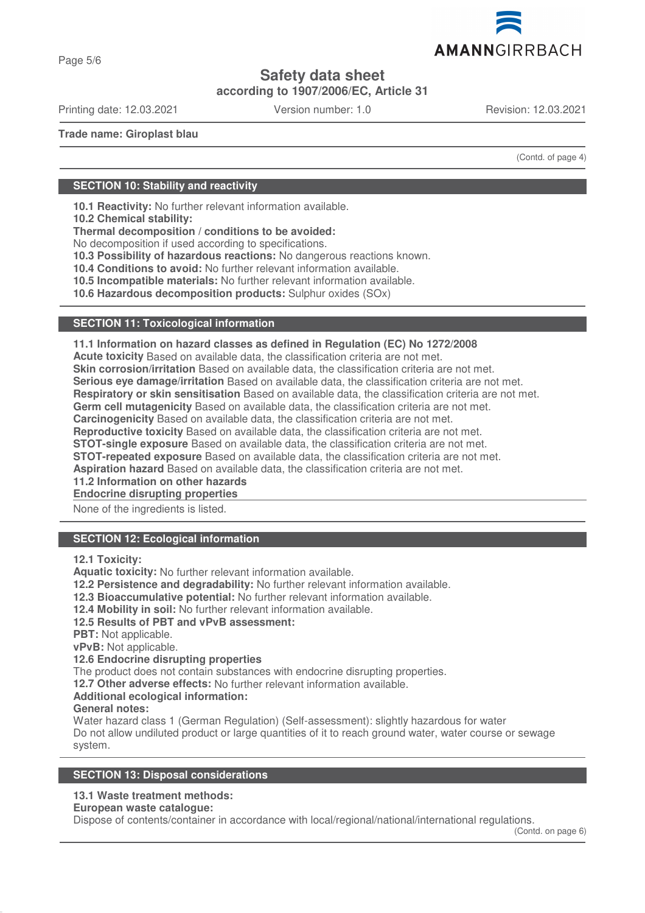**Safety data sheet**

**according to 1907/2006/EC, Article 31**

Printing date: 12.03.2021 Version number: 1.0 Revision: 12.03.2021

**Trade name: Giroplast blau**

(Contd. of page 4)

## SECTION 10: Stability and reactivity

**10.1 Reactivity:** No further relevant information available.
**10.2 Chemical stability:**
**Thermal decomposition / conditions to be avoided:**
No decomposition if used according to specifications.
**10.3 Possibility of hazardous reactions:** No dangerous reactions known.
**10.4 Conditions to avoid:** No further relevant information available.
**10.5 Incompatible materials:** No further relevant information available.
**10.6 Hazardous decomposition products:** Sulphur oxides (SOx)

## SECTION 11: Toxicological information

**11.1 Information on hazard classes as defined in Regulation (EC) No 1272/2008**
**Acute toxicity** Based on available data, the classification criteria are not met.
**Skin corrosion/irritation** Based on available data, the classification criteria are not met.
**Serious eye damage/irritation** Based on available data, the classification criteria are not met.
**Respiratory or skin sensitisation** Based on available data, the classification criteria are not met.
**Germ cell mutagenicity** Based on available data, the classification criteria are not met.
**Carcinogenicity** Based on available data, the classification criteria are not met.
**Reproductive toxicity** Based on available data, the classification criteria are not met.
**STOT-single exposure** Based on available data, the classification criteria are not met.
**STOT-repeated exposure** Based on available data, the classification criteria are not met.
**Aspiration hazard** Based on available data, the classification criteria are not met.
**11.2 Information on other hazards**
**Endocrine disrupting properties**

None of the ingredients is listed.

## SECTION 12: Ecological information

**12.1 Toxicity:**
**Aquatic toxicity:** No further relevant information available.
**12.2 Persistence and degradability:** No further relevant information available.
**12.3 Bioaccumulative potential:** No further relevant information available.
**12.4 Mobility in soil:** No further relevant information available.
**12.5 Results of PBT and vPvB assessment:**
**PBT:** Not applicable.
**vPvB:** Not applicable.
**12.6 Endocrine disrupting properties**
The product does not contain substances with endocrine disrupting properties.
**12.7 Other adverse effects:** No further relevant information available.
**Additional ecological information:**
**General notes:**
Water hazard class 1 (German Regulation) (Self-assessment): slightly hazardous for water
Do not allow undiluted product or large quantities of it to reach ground water, water course or sewage system.

## SECTION 13: Disposal considerations

**13.1 Waste treatment methods:**
**European waste catalogue:**
Dispose of contents/container in accordance with local/regional/national/international regulations.

(Contd. on page 6)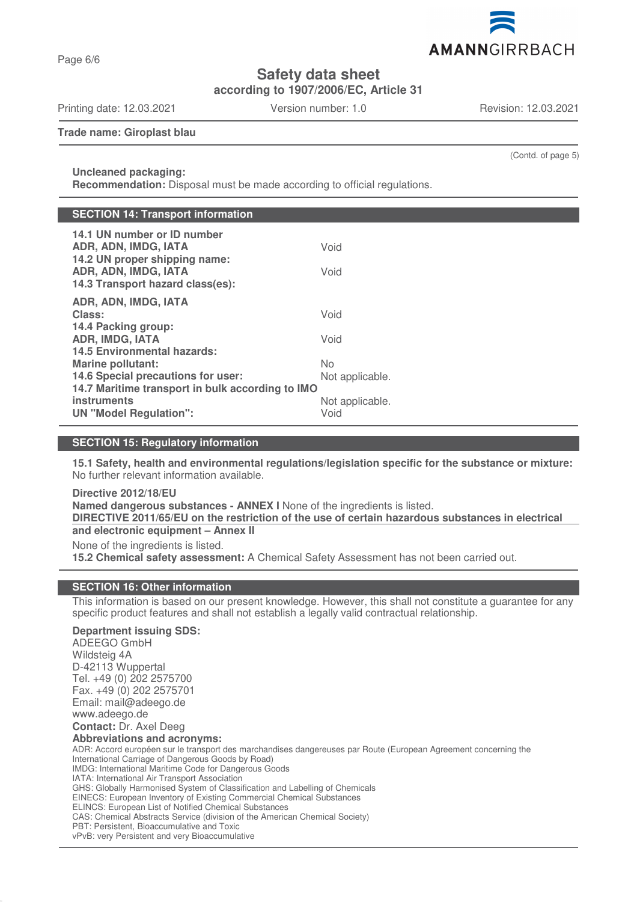**Trade name: Giroplast blau**

(Contd. of page 5)

**Uncleaned packaging:**
**Recommendation:** Disposal must be made according to official regulations.

## SECTION 14: Transport information

| | |
|---|---|
| **14.1 UN number or ID number** | |
| **ADR, ADN, IMDG, IATA** | Void |
| **14.2 UN proper shipping name:** | |
| **ADR, ADN, IMDG, IATA** | Void |
| **14.3 Transport hazard class(es):** | |
| **ADR, ADN, IMDG, IATA** | |
| **Class:** | Void |
| **14.4 Packing group:** | |
| **ADR, IMDG, IATA** | Void |
| **14.5 Environmental hazards:** | |
| **Marine pollutant:** | No |
| **14.6 Special precautions for user:** | Not applicable. |
| **14.7 Maritime transport in bulk according to IMO instruments** | Not applicable. |
| **UN "Model Regulation":** | Void |

## SECTION 15: Regulatory information

**15.1 Safety, health and environmental regulations/legislation specific for the substance or mixture:**
No further relevant information available.

**Directive 2012/18/EU**
**Named dangerous substances - ANNEX I** None of the ingredients is listed.
**DIRECTIVE 2011/65/EU on the restriction of the use of certain hazardous substances in electrical and electronic equipment – Annex II**

None of the ingredients is listed.
**15.2 Chemical safety assessment:** A Chemical Safety Assessment has not been carried out.

## SECTION 16: Other information

This information is based on our present knowledge. However, this shall not constitute a guarantee for any specific product features and shall not establish a legally valid contractual relationship.

**Department issuing SDS:**
ADEEGO GmbH
Wildsteig 4A
D-42113 Wuppertal
Tel. +49 (0) 202 2575700
Fax. +49 (0) 202 2575701
Email: mail@adeego.de
www.adeego.de
**Contact:** Dr. Axel Deeg
**Abbreviations and acronyms:**
ADR: Accord européen sur le transport des marchandises dangereuses par Route (European Agreement concerning the International Carriage of Dangerous Goods by Road)
IMDG: International Maritime Code for Dangerous Goods
IATA: International Air Transport Association
GHS: Globally Harmonised System of Classification and Labelling of Chemicals
EINECS: European Inventory of Existing Commercial Chemical Substances
ELINCS: European List of Notified Chemical Substances
CAS: Chemical Abstracts Service (division of the American Chemical Society)
PBT: Persistent, Bioaccumulative and Toxic
vPvB: very Persistent and very Bioaccumulative